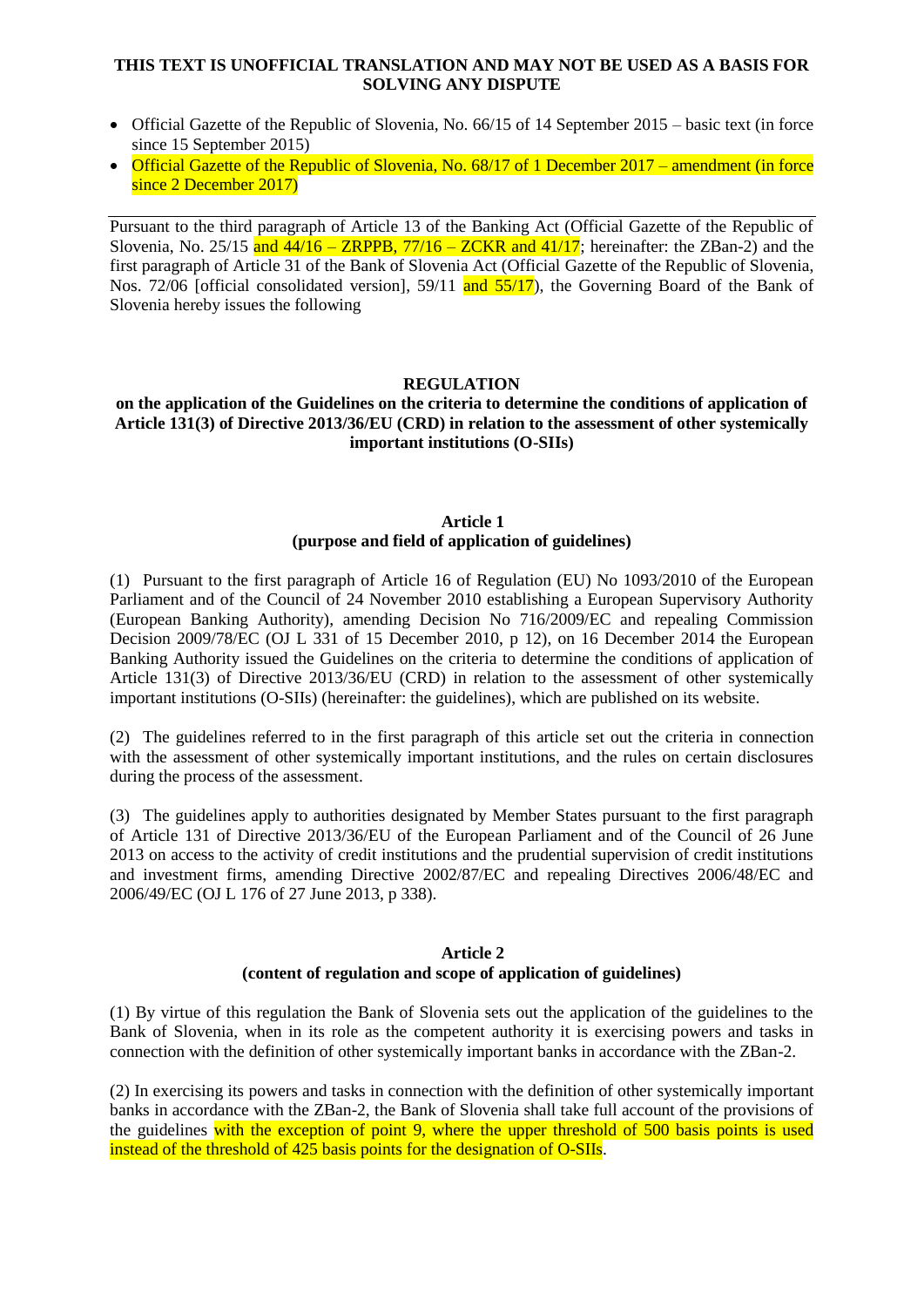**THIS TEXT IS UNOFFICIAL TRANSLATION AND MAY NOT BE USED AS A BASIS FOR SOLVING ANY DISPUTE**

- Official Gazette of the Republic of Slovenia, No. 66/15 of 14 September 2015 – basic text (in force since 15 September 2015)
- Official Gazette of the Republic of Slovenia, No. 68/17 of 1 December 2017 – amendment (in force since 2 December 2017)

---

Pursuant to the third paragraph of Article 13 of the Banking Act (Official Gazette of the Republic of Slovenia, No. 25/15 and 44/16 – ZRPPB, 77/16 – ZCKR and 41/17; hereinafter: the ZBan-2) and the first paragraph of Article 31 of the Bank of Slovenia Act (Official Gazette of the Republic of Slovenia, Nos. 72/06 [official consolidated version], 59/11 and 55/17), the Governing Board of the Bank of Slovenia hereby issues the following

# REGULATION

## on the application of the Guidelines on the criteria to determine the conditions of application of Article 131(3) of Directive 2013/36/EU (CRD) in relation to the assessment of other systemically important institutions (O-SIIs)

### Article 1
### (purpose and field of application of guidelines)

(1) Pursuant to the first paragraph of Article 16 of Regulation (EU) No 1093/2010 of the European Parliament and of the Council of 24 November 2010 establishing a European Supervisory Authority (European Banking Authority), amending Decision No 716/2009/EC and repealing Commission Decision 2009/78/EC (OJ L 331 of 15 December 2010, p 12), on 16 December 2014 the European Banking Authority issued the Guidelines on the criteria to determine the conditions of application of Article 131(3) of Directive 2013/36/EU (CRD) in relation to the assessment of other systemically important institutions (O-SIIs) (hereinafter: the guidelines), which are published on its website.

(2) The guidelines referred to in the first paragraph of this article set out the criteria in connection with the assessment of other systemically important institutions, and the rules on certain disclosures during the process of the assessment.

(3) The guidelines apply to authorities designated by Member States pursuant to the first paragraph of Article 131 of Directive 2013/36/EU of the European Parliament and of the Council of 26 June 2013 on access to the activity of credit institutions and the prudential supervision of credit institutions and investment firms, amending Directive 2002/87/EC and repealing Directives 2006/48/EC and 2006/49/EC (OJ L 176 of 27 June 2013, p 338).

### Article 2
### (content of regulation and scope of application of guidelines)

(1) By virtue of this regulation the Bank of Slovenia sets out the application of the guidelines to the Bank of Slovenia, when in its role as the competent authority it is exercising powers and tasks in connection with the definition of other systemically important banks in accordance with the ZBan-2.

(2) In exercising its powers and tasks in connection with the definition of other systemically important banks in accordance with the ZBan-2, the Bank of Slovenia shall take full account of the provisions of the guidelines with the exception of point 9, where the upper threshold of 500 basis points is used instead of the threshold of 425 basis points for the designation of O-SIIs.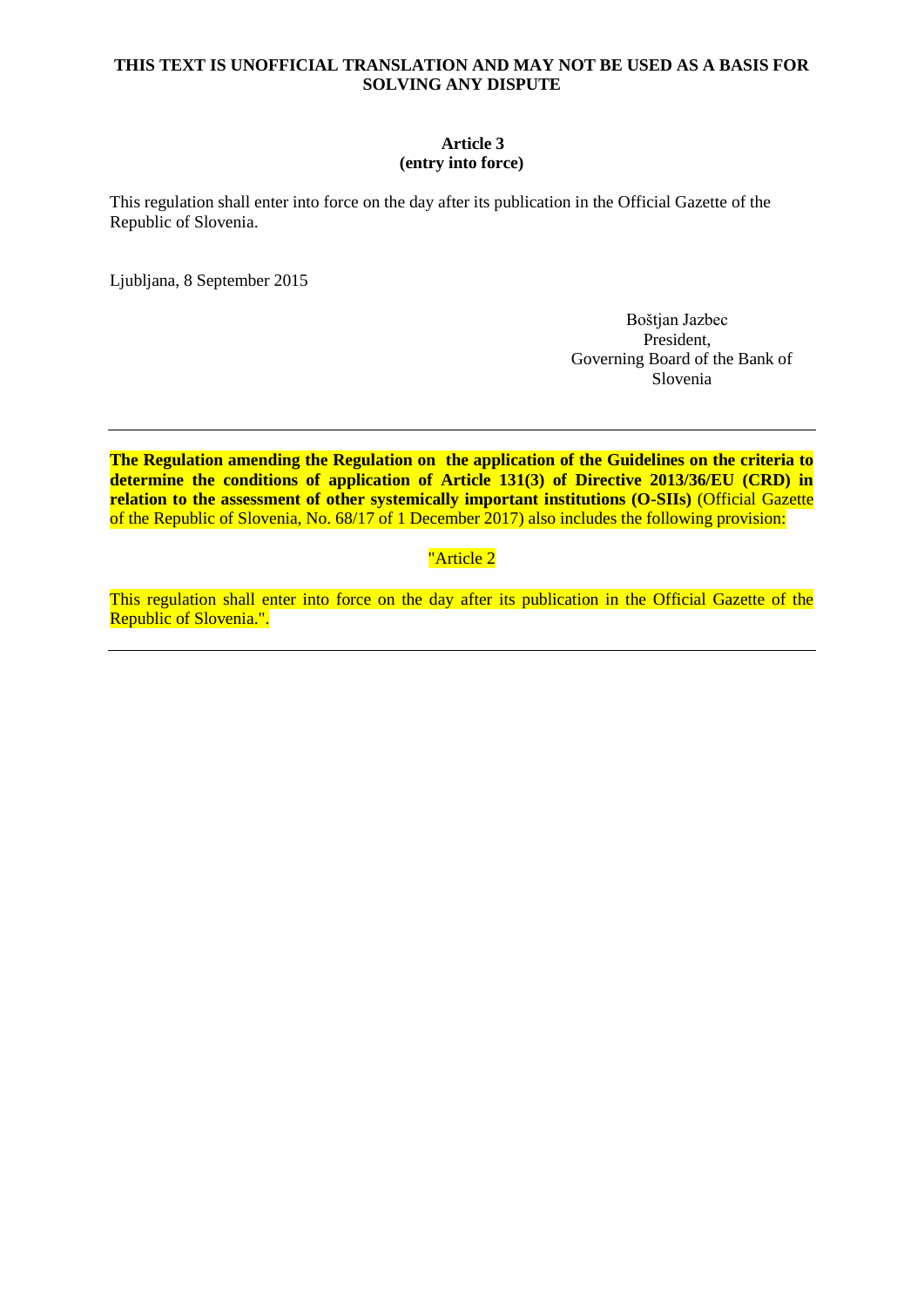**THIS TEXT IS UNOFFICIAL TRANSLATION AND MAY NOT BE USED AS A BASIS FOR SOLVING ANY DISPUTE**

**Article 3**
**(entry into force)**

This regulation shall enter into force on the day after its publication in the Official Gazette of the Republic of Slovenia.

Ljubljana, 8 September 2015

Boštjan Jazbec
President,
Governing Board of the Bank of Slovenia

---

**The Regulation amending the Regulation on the application of the Guidelines on the criteria to determine the conditions of application of Article 131(3) of Directive 2013/36/EU (CRD) in relation to the assessment of other systemically important institutions (O-SIIs)** (Official Gazette of the Republic of Slovenia, No. 68/17 of 1 December 2017) also includes the following provision:

"Article 2

This regulation shall enter into force on the day after its publication in the Official Gazette of the Republic of Slovenia.".

---